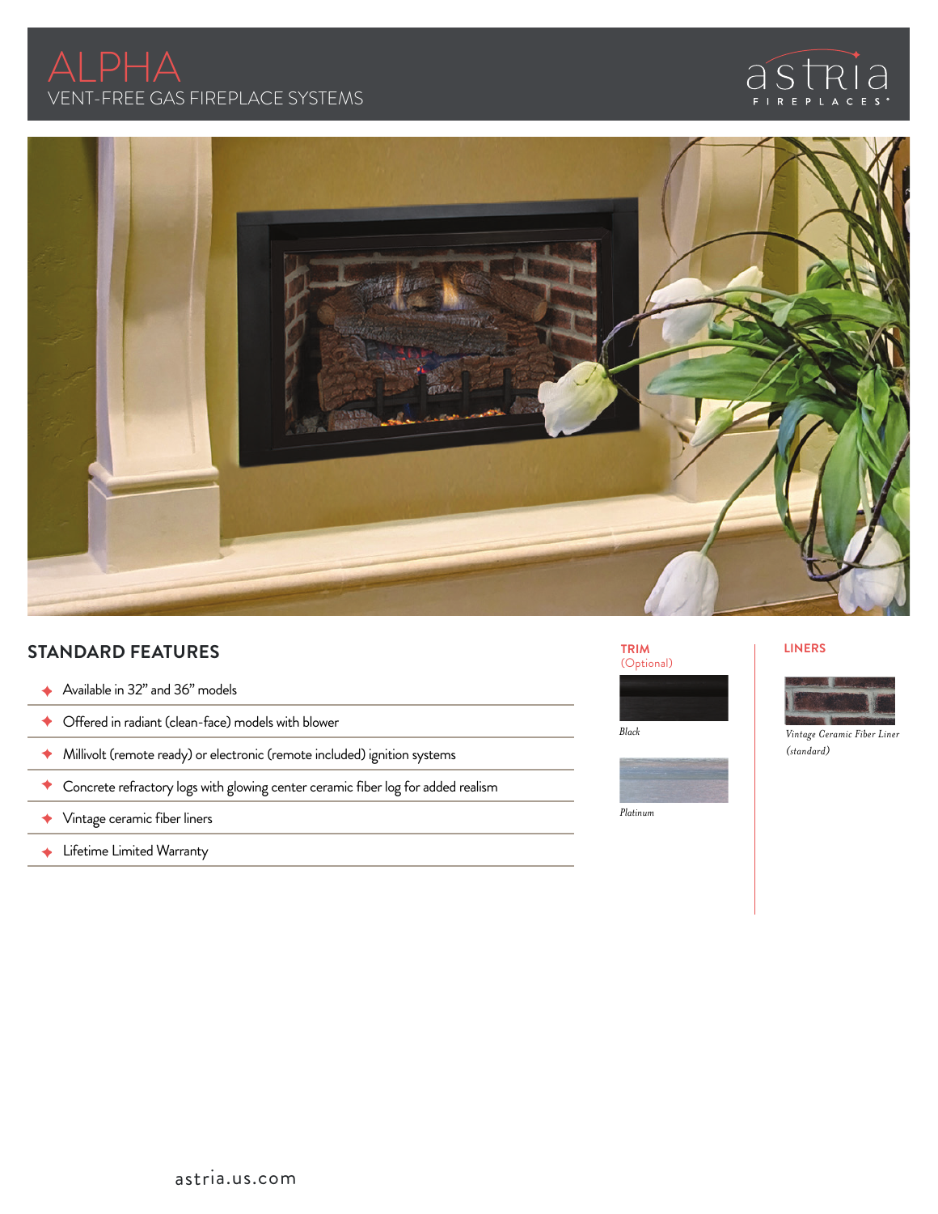# ALPHA

VENT-FREE GAS FIREPLACE SYSTEMS

astria FIREPLACES

## STANDARD FEATURES

- Available in 32" and 36" models
- Offered in radiant (clean-face) models with blower
- Millivolt (remote ready) or electronic (remote included) ignition systems
- Concrete refractory logs with glowing center ceramic fiber log for added realism
- Vintage ceramic fiber liners
- Lifetime Limited Warranty

### TRIM
(Optional)

*Black*

*Platinum*

### LINERS

*Vintage Ceramic Fiber Liner (standard)*

astria.us.com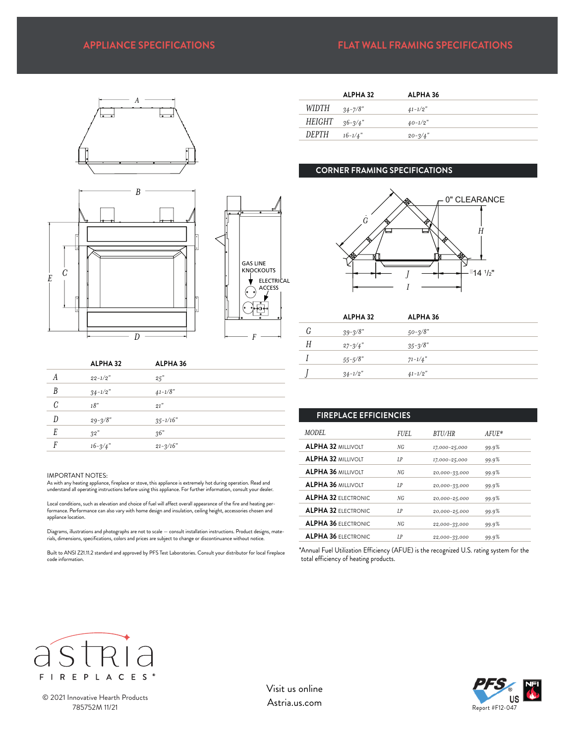## APPLIANCE SPECIFICATIONS

A

B

C

E

D

F

GAS LINE KNOCKOUTS

ELECTRICAL ACCESS

| | ALPHA 32 | ALPHA 36 |
|---|---|---|
| A | 22-1/2" | 25" |
| B | 34-1/2" | 41-1/8" |
| C | 18" | 21" |
| D | 29-3/8" | 35-1/16" |
| E | 32" | 36" |
| F | 16-3/4" | 21-3/16" |

IMPORTANT NOTES:
As with any heating appliance, fireplace or stove, this appliance is extremely hot during operation. Read and understand all operating instructions before using this appliance. For further information, consult your dealer.

Local conditions, such as elevation and choice of fuel will affect overall appearance of the fire and heating performance. Performance can also vary with home design and insulation, ceiling height, accessories chosen and appliance location.

Diagrams, illustrations and photographs are not to scale — consult installation instructions. Product designs, materials, dimensions, specifications, colors and prices are subject to change or discontinuance without notice.

Built to ANSI Z21.11.2 standard and approved by PFS Test Laboratories. Consult your distributor for local fireplace code information.

## FLAT WALL FRAMING SPECIFICATIONS

| | ALPHA 32 | ALPHA 36 |
|---|---|---|
| WIDTH | 34-7/8" | 41-1/2" |
| HEIGHT | 36-3/4" | 40-1/2" |
| DEPTH | 16-1/4" | 20-3/4" |

## CORNER FRAMING SPECIFICATIONS

0" CLEARANCE

G

H

J

I

14 1/2"

| | ALPHA 32 | ALPHA 36 |
|---|---|---|
| G | 39-3/8" | 50-3/8" |
| H | 27-3/4" | 35-3/8" |
| I | 55-5/8" | 71-1/4" |
| J | 34-1/2" | 41-1/2" |

## FIREPLACE EFFICIENCIES

| MODEL | FUEL | BTU/HR | AFUE* |
|---|---|---|---|
| **ALPHA 32** MILLIVOLT | NG | 17,000-25,000 | 99.9% |
| **ALPHA 32** MILLIVOLT | LP | 17,000-25,000 | 99.9% |
| **ALPHA 36** MILLIVOLT | NG | 20,000-33,000 | 99.9% |
| **ALPHA 36** MILLIVOLT | LP | 20,000-33,000 | 99.9% |
| **ALPHA 32** ELECTRONIC | NG | 20,000-25,000 | 99.9% |
| **ALPHA 32** ELECTRONIC | LP | 20,000-25,000 | 99.9% |
| **ALPHA 36** ELECTRONIC | NG | 22,000-33,000 | 99.9% |
| **ALPHA 36** ELECTRONIC | LP | 22,000-33,000 | 99.9% |

*Annual Fuel Utilization Efficiency (AFUE) is the recognized U.S. rating system for the total efficiency of heating products.

astria FIREPLACES®

© 2021 Innovative Hearth Products
785752M 11/21

Visit us online
Astria.us.com

PFS US
Report #F12-047